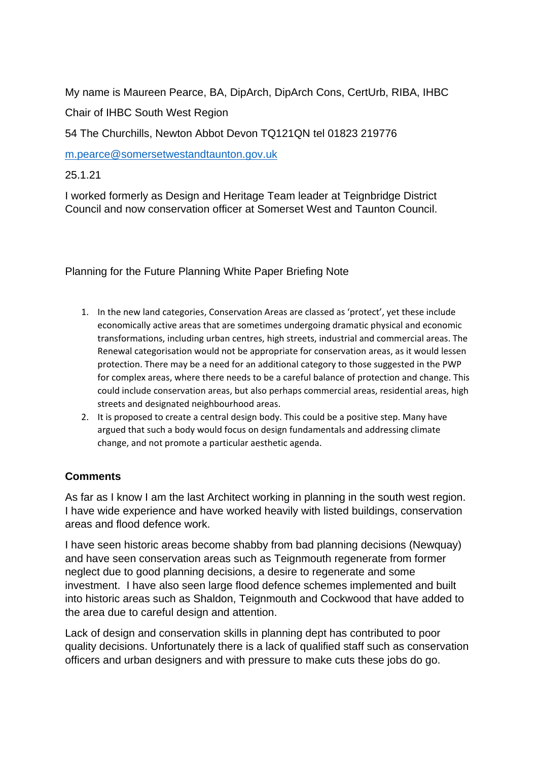My name is Maureen Pearce, BA, DipArch, DipArch Cons, CertUrb, RIBA, IHBC

Chair of IHBC South West Region

54 The Churchills, Newton Abbot Devon TQ121QN tel 01823 219776

m.pearce@somersetwestandtaunton.gov.uk

25.1.21

I worked formerly as Design and Heritage Team leader at Teignbridge District Council and now conservation officer at Somerset West and Taunton Council.

Planning for the Future Planning White Paper Briefing Note

1. In the new land categories, Conservation Areas are classed as 'protect', yet these include economically active areas that are sometimes undergoing dramatic physical and economic transformations, including urban centres, high streets, industrial and commercial areas. The Renewal categorisation would not be appropriate for conservation areas, as it would lessen protection. There may be a need for an additional category to those suggested in the PWP for complex areas, where there needs to be a careful balance of protection and change. This could include conservation areas, but also perhaps commercial areas, residential areas, high streets and designated neighbourhood areas.
2. It is proposed to create a central design body. This could be a positive step. Many have argued that such a body would focus on design fundamentals and addressing climate change, and not promote a particular aesthetic agenda.

**Comments**

As far as I know I am the last Architect working in planning in the south west region. I have wide experience and have worked heavily with listed buildings, conservation areas and flood defence work.

I have seen historic areas become shabby from bad planning decisions (Newquay) and have seen conservation areas such as Teignmouth regenerate from former neglect due to good planning decisions, a desire to regenerate and some investment. I have also seen large flood defence schemes implemented and built into historic areas such as Shaldon, Teignmouth and Cockwood that have added to the area due to careful design and attention.

Lack of design and conservation skills in planning dept has contributed to poor quality decisions. Unfortunately there is a lack of qualified staff such as conservation officers and urban designers and with pressure to make cuts these jobs do go.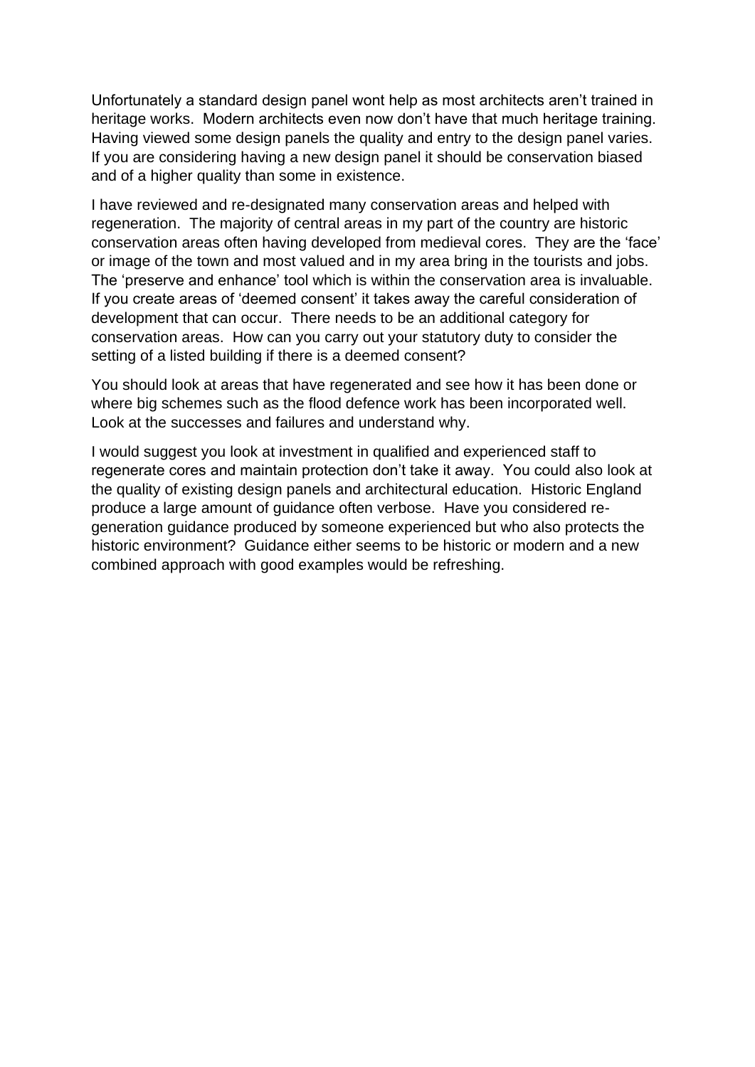Unfortunately a standard design panel wont help as most architects aren't trained in heritage works. Modern architects even now don't have that much heritage training. Having viewed some design panels the quality and entry to the design panel varies. If you are considering having a new design panel it should be conservation biased and of a higher quality than some in existence.

I have reviewed and re-designated many conservation areas and helped with regeneration. The majority of central areas in my part of the country are historic conservation areas often having developed from medieval cores. They are the 'face' or image of the town and most valued and in my area bring in the tourists and jobs. The 'preserve and enhance' tool which is within the conservation area is invaluable. If you create areas of 'deemed consent' it takes away the careful consideration of development that can occur. There needs to be an additional category for conservation areas. How can you carry out your statutory duty to consider the setting of a listed building if there is a deemed consent?

You should look at areas that have regenerated and see how it has been done or where big schemes such as the flood defence work has been incorporated well. Look at the successes and failures and understand why.

I would suggest you look at investment in qualified and experienced staff to regenerate cores and maintain protection don't take it away. You could also look at the quality of existing design panels and architectural education. Historic England produce a large amount of guidance often verbose. Have you considered re-generation guidance produced by someone experienced but who also protects the historic environment? Guidance either seems to be historic or modern and a new combined approach with good examples would be refreshing.